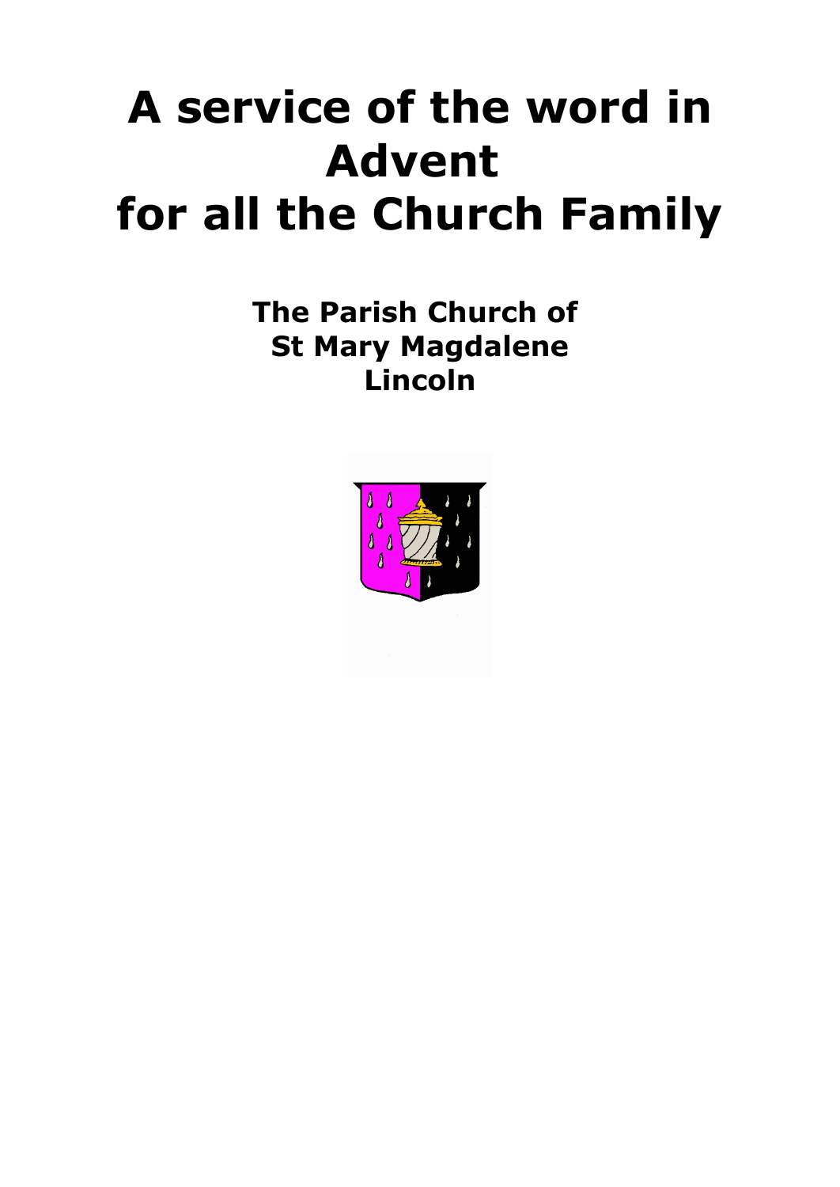# A service of the word in Advent for all the Church Family

**The Parish Church of**
**St Mary Magdalene**
**Lincoln**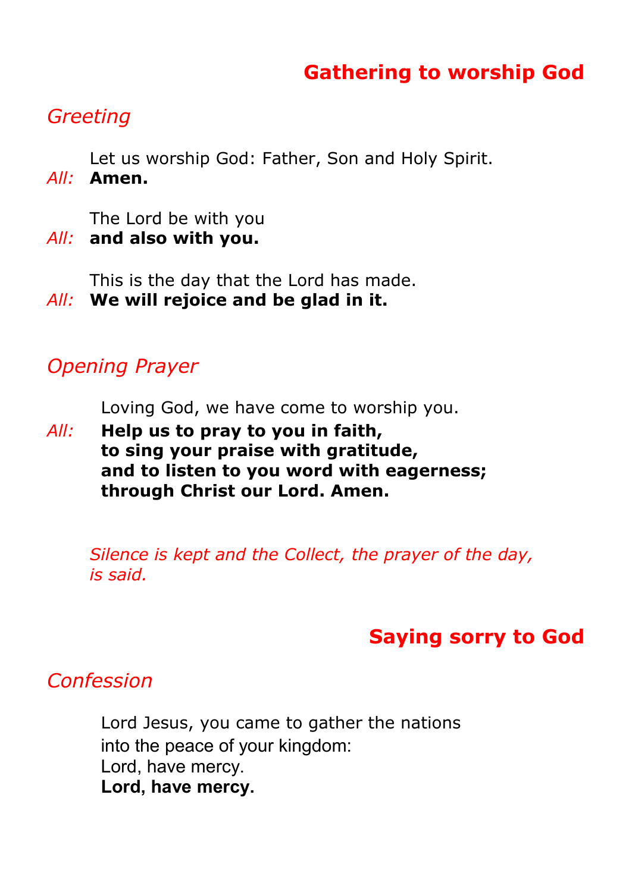## Gathering to worship God

### *Greeting*

Let us worship God: Father, Son and Holy Spirit.
*All:* **Amen.**

The Lord be with you
*All:* **and also with you.**

This is the day that the Lord has made.
*All:* **We will rejoice and be glad in it.**

### *Opening Prayer*

Loving God, we have come to worship you.
*All:* **Help us to pray to you in faith,**
**to sing your praise with gratitude,**
**and to listen to you word with eagerness;**
**through Christ our Lord. Amen.**

*Silence is kept and the Collect, the prayer of the day, is said.*

## Saying sorry to God

### *Confession*

Lord Jesus, you came to gather the nations
into the peace of your kingdom:
Lord, have mercy.
**Lord, have mercy.**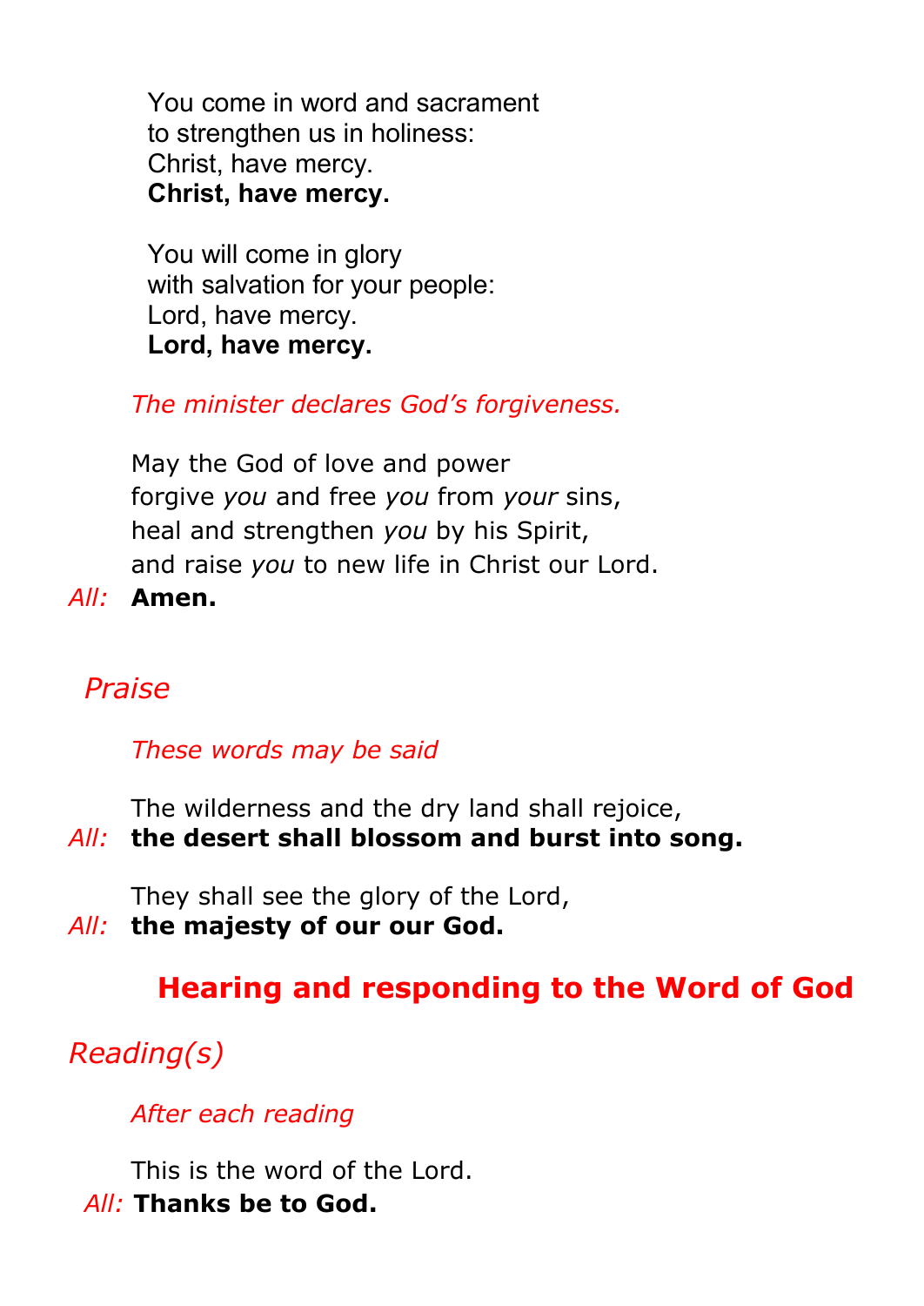You come in word and sacrament
to strengthen us in holiness:
Christ, have mercy.
**Christ, have mercy.**

You will come in glory
with salvation for your people:
Lord, have mercy.
**Lord, have mercy.**

*The minister declares God's forgiveness.*

May the God of love and power
forgive *you* and free *you* from *your* sins,
heal and strengthen *you* by his Spirit,
and raise *you* to new life in Christ our Lord.
*All:* **Amen.**

## *Praise*

*These words may be said*

The wilderness and the dry land shall rejoice,
*All:* **the desert shall blossom and burst into song.**

They shall see the glory of the Lord,
*All:* **the majesty of our our God.**

# Hearing and responding to the Word of God

## *Reading(s)*

*After each reading*

This is the word of the Lord.
*All:* **Thanks be to God.**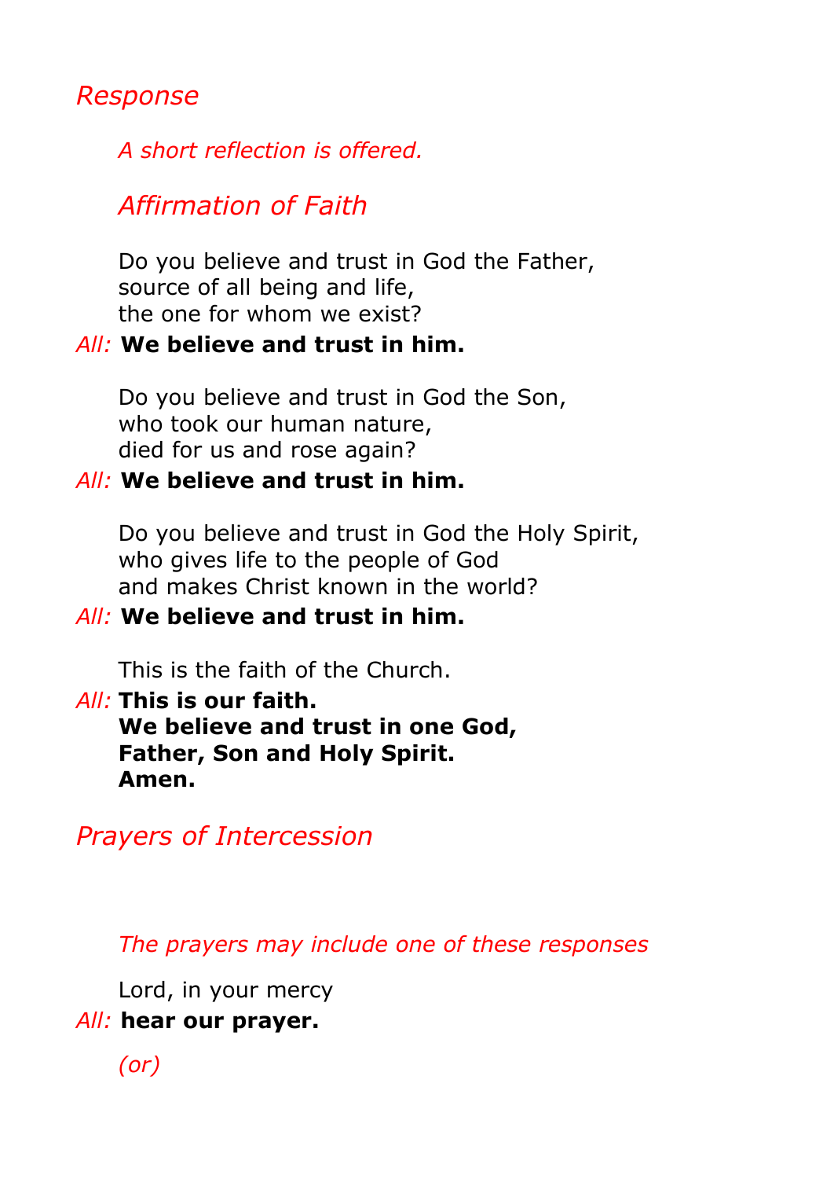## *Response*

*A short reflection is offered.*

### *Affirmation of Faith*

Do you believe and trust in God the Father,
source of all being and life,
the one for whom we exist?

*All:* **We believe and trust in him.**

Do you believe and trust in God the Son,
who took our human nature,
died for us and rose again?

*All:* **We believe and trust in him.**

Do you believe and trust in God the Holy Spirit,
who gives life to the people of God
and makes Christ known in the world?

*All:* **We believe and trust in him.**

This is the faith of the Church.

*All:* **This is our faith.**
**We believe and trust in one God,**
**Father, Son and Holy Spirit.**
**Amen.**

## *Prayers of Intercession*

*The prayers may include one of these responses*

Lord, in your mercy

*All:* **hear our prayer.**

*(or)*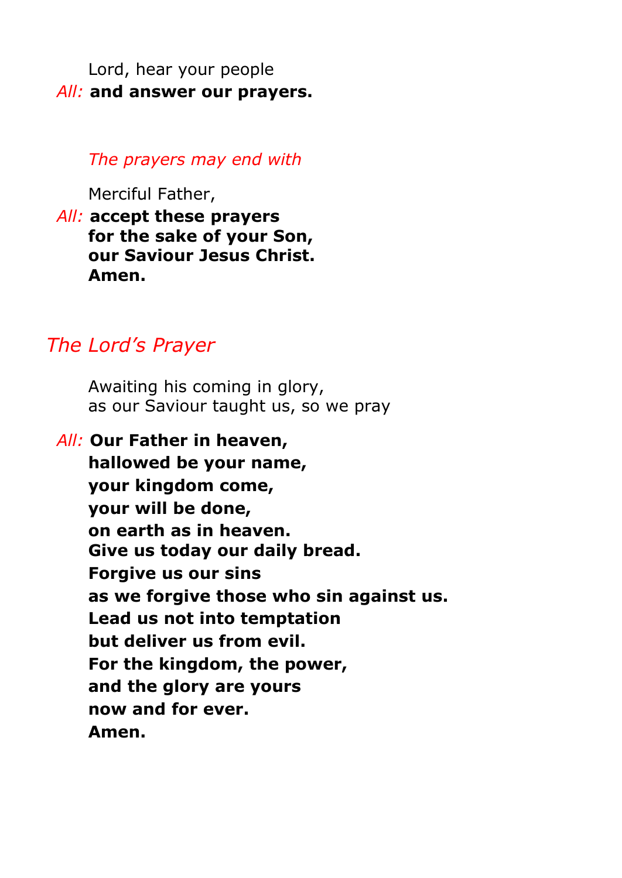Lord, hear your people
*All:* **and answer our prayers.**

*The prayers may end with*

Merciful Father,
*All:* **accept these prayers**
**for the sake of your Son,**
**our Saviour Jesus Christ.**
**Amen.**

## *The Lord's Prayer*

Awaiting his coming in glory,
as our Saviour taught us, so we pray

*All:* **Our Father in heaven,**
**hallowed be your name,**
**your kingdom come,**
**your will be done,**
**on earth as in heaven.**
**Give us today our daily bread.**
**Forgive us our sins**
**as we forgive those who sin against us.**
**Lead us not into temptation**
**but deliver us from evil.**
**For the kingdom, the power,**
**and the glory are yours**
**now and for ever.**
**Amen.**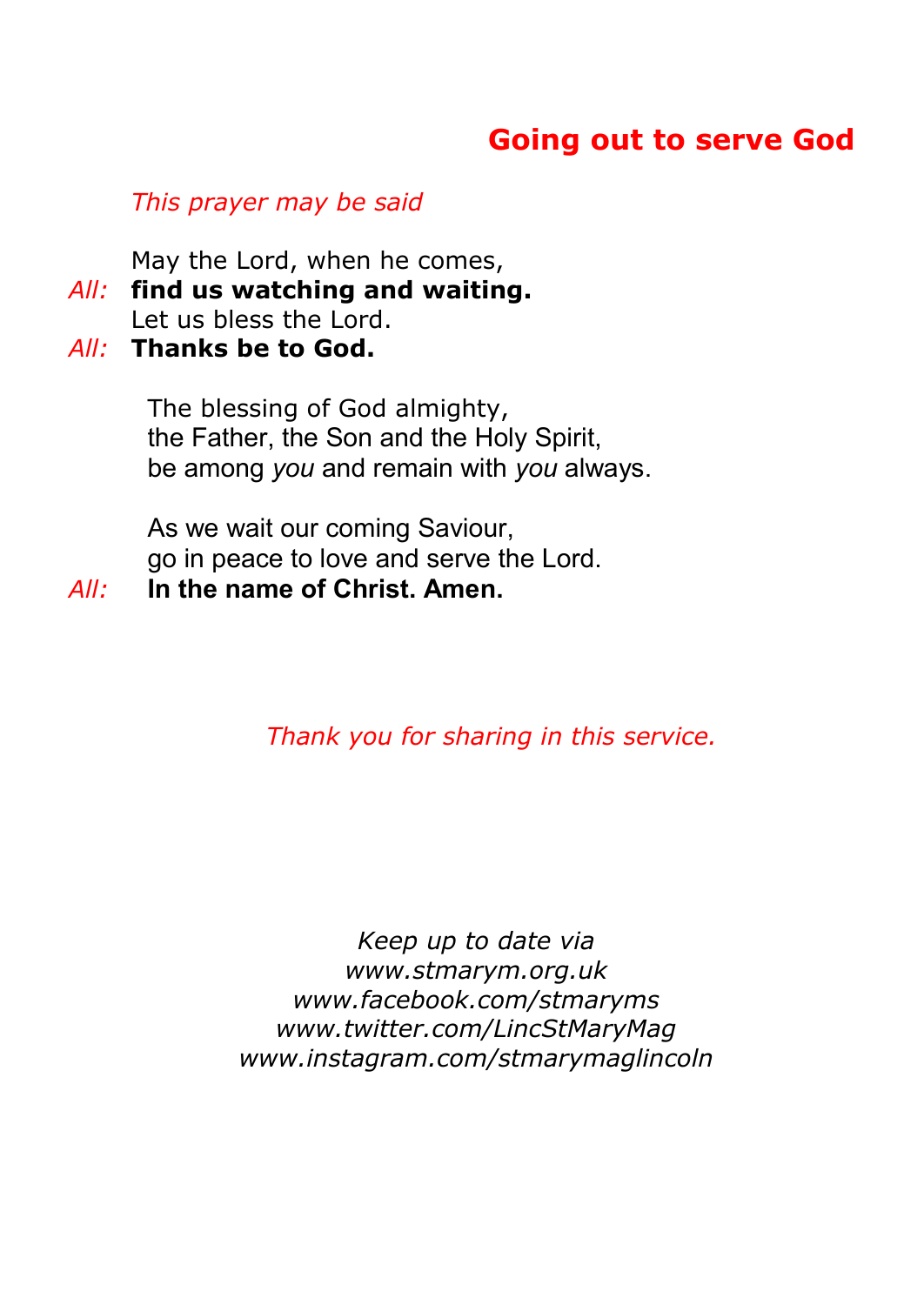## Going out to serve God

*This prayer may be said*

May the Lord, when he comes,
*All:* **find us watching and waiting.**
Let us bless the Lord.
*All:* **Thanks be to God.**

The blessing of God almighty,
the Father, the Son and the Holy Spirit,
be among *you* and remain with *you* always.

As we wait our coming Saviour,
go in peace to love and serve the Lord.
*All:* **In the name of Christ. Amen.**

*Thank you for sharing in this service.*

*Keep up to date via*
*www.stmarym.org.uk*
*www.facebook.com/stmaryms*
*www.twitter.com/LincStMaryMag*
*www.instagram.com/stmarymaglincoln*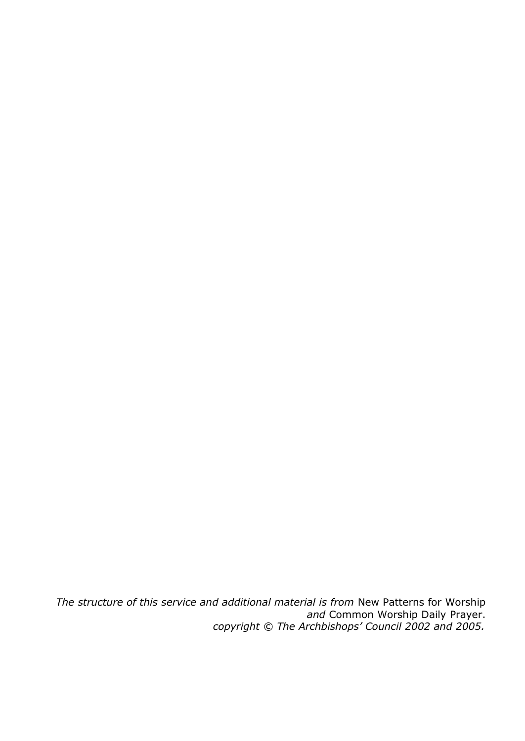*The structure of this service and additional material is from* New Patterns for Worship *and* Common Worship Daily Prayer.
*copyright © The Archbishops' Council 2002 and 2005.*